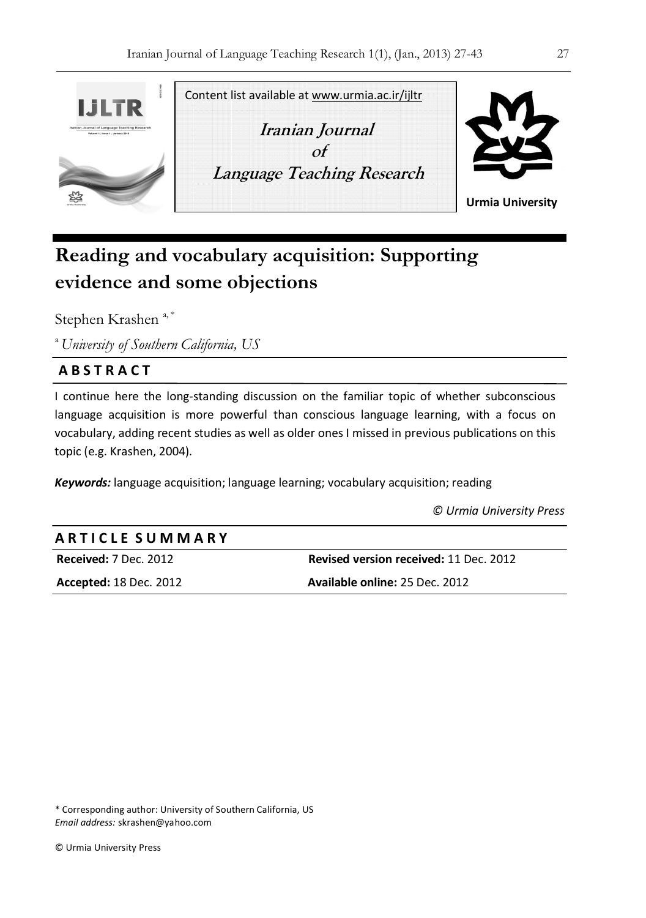Content list available at www.urmia.ac.ir/ijltr

**Iranian Journal of Language Teaching Research**

**Urmia University**

# Reading and vocabulary acquisition: Supporting evidence and some objections

Stephen Krashen [a, *]

[a] *University of Southern California, US*

## ABSTRACT

I continue here the long-standing discussion on the familiar topic of whether subconscious language acquisition is more powerful than conscious language learning, with a focus on vocabulary, adding recent studies as well as older ones I missed in previous publications on this topic (e.g. Krashen, 2004).

***Keywords:*** language acquisition; language learning; vocabulary acquisition; reading

*© Urmia University Press*

## ARTICLE SUMMARY

| | |
|---|---|
| **Received:** 7 Dec. 2012 | **Revised version received:** 11 Dec. 2012 |
| **Accepted:** 18 Dec. 2012 | **Available online:** 25 Dec. 2012 |

\* Corresponding author: University of Southern California, US
*Email address:* skrashen@yahoo.com

© Urmia University Press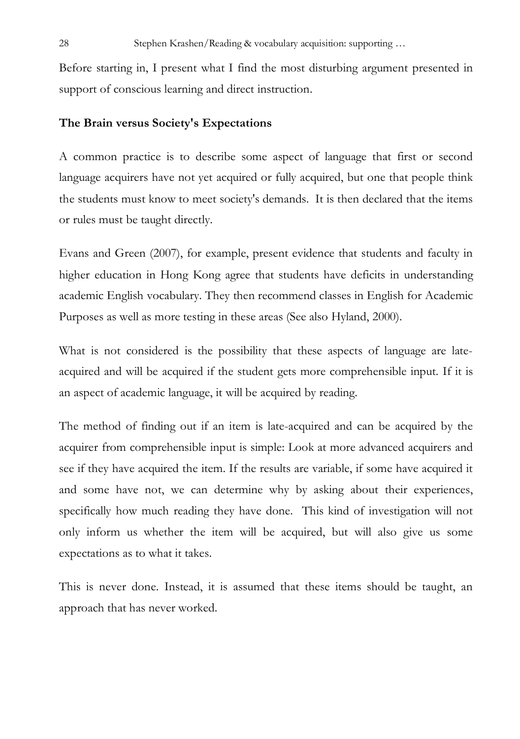Before starting in, I present what I find the most disturbing argument presented in support of conscious learning and direct instruction.

## The Brain versus Society's Expectations

A common practice is to describe some aspect of language that first or second language acquirers have not yet acquired or fully acquired, but one that people think the students must know to meet society's demands. It is then declared that the items or rules must be taught directly.

Evans and Green (2007), for example, present evidence that students and faculty in higher education in Hong Kong agree that students have deficits in understanding academic English vocabulary. They then recommend classes in English for Academic Purposes as well as more testing in these areas (See also Hyland, 2000).

What is not considered is the possibility that these aspects of language are late-acquired and will be acquired if the student gets more comprehensible input. If it is an aspect of academic language, it will be acquired by reading.

The method of finding out if an item is late-acquired and can be acquired by the acquirer from comprehensible input is simple: Look at more advanced acquirers and see if they have acquired the item. If the results are variable, if some have acquired it and some have not, we can determine why by asking about their experiences, specifically how much reading they have done. This kind of investigation will not only inform us whether the item will be acquired, but will also give us some expectations as to what it takes.

This is never done. Instead, it is assumed that these items should be taught, an approach that has never worked.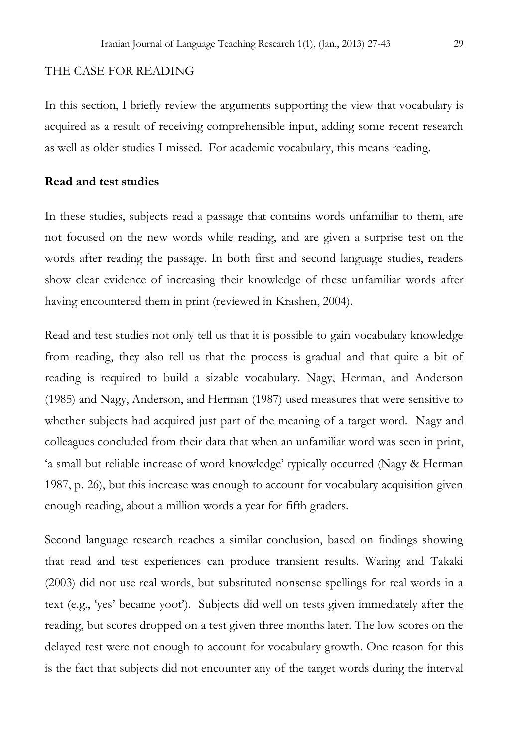## THE CASE FOR READING

In this section, I briefly review the arguments supporting the view that vocabulary is acquired as a result of receiving comprehensible input, adding some recent research as well as older studies I missed. For academic vocabulary, this means reading.

### Read and test studies

In these studies, subjects read a passage that contains words unfamiliar to them, are not focused on the new words while reading, and are given a surprise test on the words after reading the passage. In both first and second language studies, readers show clear evidence of increasing their knowledge of these unfamiliar words after having encountered them in print (reviewed in Krashen, 2004).

Read and test studies not only tell us that it is possible to gain vocabulary knowledge from reading, they also tell us that the process is gradual and that quite a bit of reading is required to build a sizable vocabulary. Nagy, Herman, and Anderson (1985) and Nagy, Anderson, and Herman (1987) used measures that were sensitive to whether subjects had acquired just part of the meaning of a target word. Nagy and colleagues concluded from their data that when an unfamiliar word was seen in print, 'a small but reliable increase of word knowledge' typically occurred (Nagy & Herman 1987, p. 26), but this increase was enough to account for vocabulary acquisition given enough reading, about a million words a year for fifth graders.

Second language research reaches a similar conclusion, based on findings showing that read and test experiences can produce transient results. Waring and Takaki (2003) did not use real words, but substituted nonsense spellings for real words in a text (e.g., 'yes' became yoot'). Subjects did well on tests given immediately after the reading, but scores dropped on a test given three months later. The low scores on the delayed test were not enough to account for vocabulary growth. One reason for this is the fact that subjects did not encounter any of the target words during the interval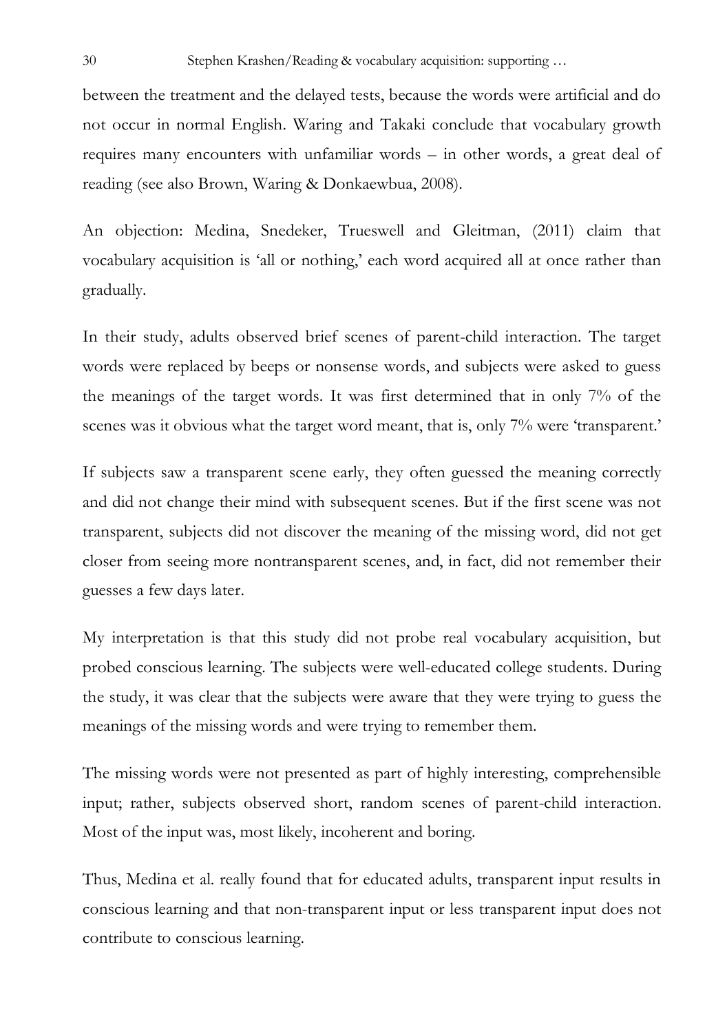between the treatment and the delayed tests, because the words were artificial and do not occur in normal English. Waring and Takaki conclude that vocabulary growth requires many encounters with unfamiliar words – in other words, a great deal of reading (see also Brown, Waring & Donkaewbua, 2008).

An objection: Medina, Snedeker, Trueswell and Gleitman, (2011) claim that vocabulary acquisition is 'all or nothing,' each word acquired all at once rather than gradually.

In their study, adults observed brief scenes of parent-child interaction. The target words were replaced by beeps or nonsense words, and subjects were asked to guess the meanings of the target words. It was first determined that in only 7% of the scenes was it obvious what the target word meant, that is, only 7% were 'transparent.'

If subjects saw a transparent scene early, they often guessed the meaning correctly and did not change their mind with subsequent scenes. But if the first scene was not transparent, subjects did not discover the meaning of the missing word, did not get closer from seeing more nontransparent scenes, and, in fact, did not remember their guesses a few days later.

My interpretation is that this study did not probe real vocabulary acquisition, but probed conscious learning. The subjects were well-educated college students. During the study, it was clear that the subjects were aware that they were trying to guess the meanings of the missing words and were trying to remember them.

The missing words were not presented as part of highly interesting, comprehensible input; rather, subjects observed short, random scenes of parent-child interaction. Most of the input was, most likely, incoherent and boring.

Thus, Medina et al. really found that for educated adults, transparent input results in conscious learning and that non-transparent input or less transparent input does not contribute to conscious learning.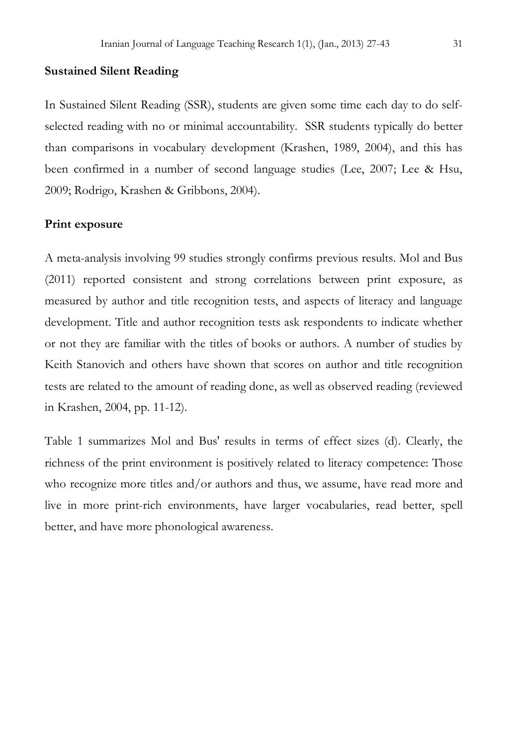## Sustained Silent Reading

In Sustained Silent Reading (SSR), students are given some time each day to do self-selected reading with no or minimal accountability. SSR students typically do better than comparisons in vocabulary development (Krashen, 1989, 2004), and this has been confirmed in a number of second language studies (Lee, 2007; Lee & Hsu, 2009; Rodrigo, Krashen & Gribbons, 2004).

## Print exposure

A meta-analysis involving 99 studies strongly confirms previous results. Mol and Bus (2011) reported consistent and strong correlations between print exposure, as measured by author and title recognition tests, and aspects of literacy and language development. Title and author recognition tests ask respondents to indicate whether or not they are familiar with the titles of books or authors. A number of studies by Keith Stanovich and others have shown that scores on author and title recognition tests are related to the amount of reading done, as well as observed reading (reviewed in Krashen, 2004, pp. 11-12).

Table 1 summarizes Mol and Bus' results in terms of effect sizes (d). Clearly, the richness of the print environment is positively related to literacy competence: Those who recognize more titles and/or authors and thus, we assume, have read more and live in more print-rich environments, have larger vocabularies, read better, spell better, and have more phonological awareness.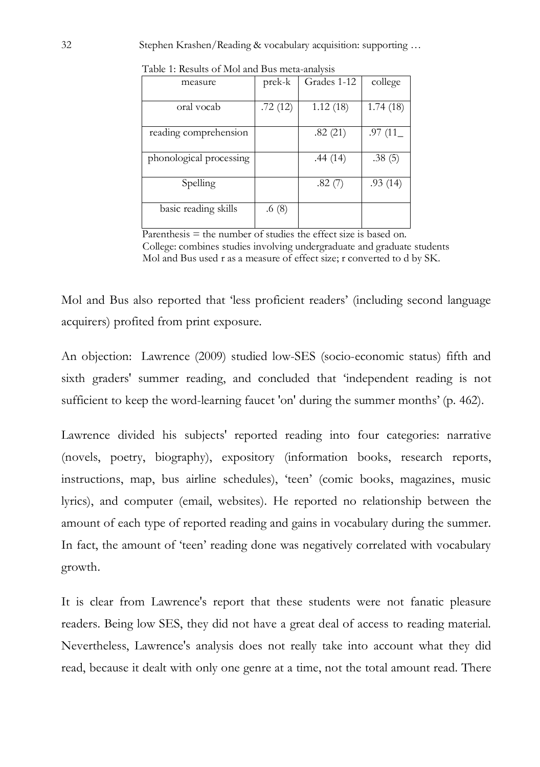Table 1: Results of Mol and Bus meta-analysis

| measure | prek-k | Grades 1-12 | college |
|---|---|---|---|
| oral vocab | .72 (12) | 1.12 (18) | 1.74 (18) |
| reading comprehension | | .82 (21) | .97 (11_ |
| phonological processing | | .44 (14) | .38 (5) |
| Spelling | | .82 (7) | .93 (14) |
| basic reading skills | .6 (8) | | |

Parenthesis = the number of studies the effect size is based on.
College: combines studies involving undergraduate and graduate students
Mol and Bus used r as a measure of effect size; r converted to d by SK.

Mol and Bus also reported that 'less proficient readers' (including second language acquirers) profited from print exposure.

An objection: Lawrence (2009) studied low-SES (socio-economic status) fifth and sixth graders' summer reading, and concluded that 'independent reading is not sufficient to keep the word-learning faucet 'on' during the summer months' (p. 462).

Lawrence divided his subjects' reported reading into four categories: narrative (novels, poetry, biography), expository (information books, research reports, instructions, map, bus airline schedules), 'teen' (comic books, magazines, music lyrics), and computer (email, websites). He reported no relationship between the amount of each type of reported reading and gains in vocabulary during the summer. In fact, the amount of 'teen' reading done was negatively correlated with vocabulary growth.

It is clear from Lawrence's report that these students were not fanatic pleasure readers. Being low SES, they did not have a great deal of access to reading material. Nevertheless, Lawrence's analysis does not really take into account what they did read, because it dealt with only one genre at a time, not the total amount read. There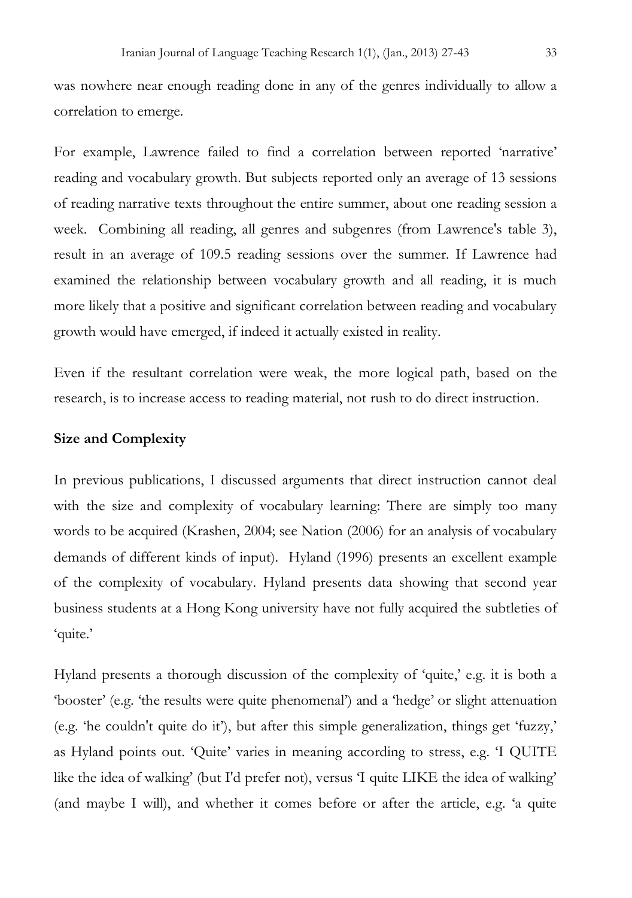was nowhere near enough reading done in any of the genres individually to allow a correlation to emerge.

For example, Lawrence failed to find a correlation between reported 'narrative' reading and vocabulary growth. But subjects reported only an average of 13 sessions of reading narrative texts throughout the entire summer, about one reading session a week. Combining all reading, all genres and subgenres (from Lawrence's table 3), result in an average of 109.5 reading sessions over the summer. If Lawrence had examined the relationship between vocabulary growth and all reading, it is much more likely that a positive and significant correlation between reading and vocabulary growth would have emerged, if indeed it actually existed in reality.

Even if the resultant correlation were weak, the more logical path, based on the research, is to increase access to reading material, not rush to do direct instruction.

**Size and Complexity**

In previous publications, I discussed arguments that direct instruction cannot deal with the size and complexity of vocabulary learning: There are simply too many words to be acquired (Krashen, 2004; see Nation (2006) for an analysis of vocabulary demands of different kinds of input). Hyland (1996) presents an excellent example of the complexity of vocabulary. Hyland presents data showing that second year business students at a Hong Kong university have not fully acquired the subtleties of 'quite.'

Hyland presents a thorough discussion of the complexity of 'quite,' e.g. it is both a 'booster' (e.g. 'the results were quite phenomenal') and a 'hedge' or slight attenuation (e.g. 'he couldn't quite do it'), but after this simple generalization, things get 'fuzzy,' as Hyland points out. 'Quite' varies in meaning according to stress, e.g. 'I QUITE like the idea of walking' (but I'd prefer not), versus 'I quite LIKE the idea of walking' (and maybe I will), and whether it comes before or after the article, e.g. 'a quite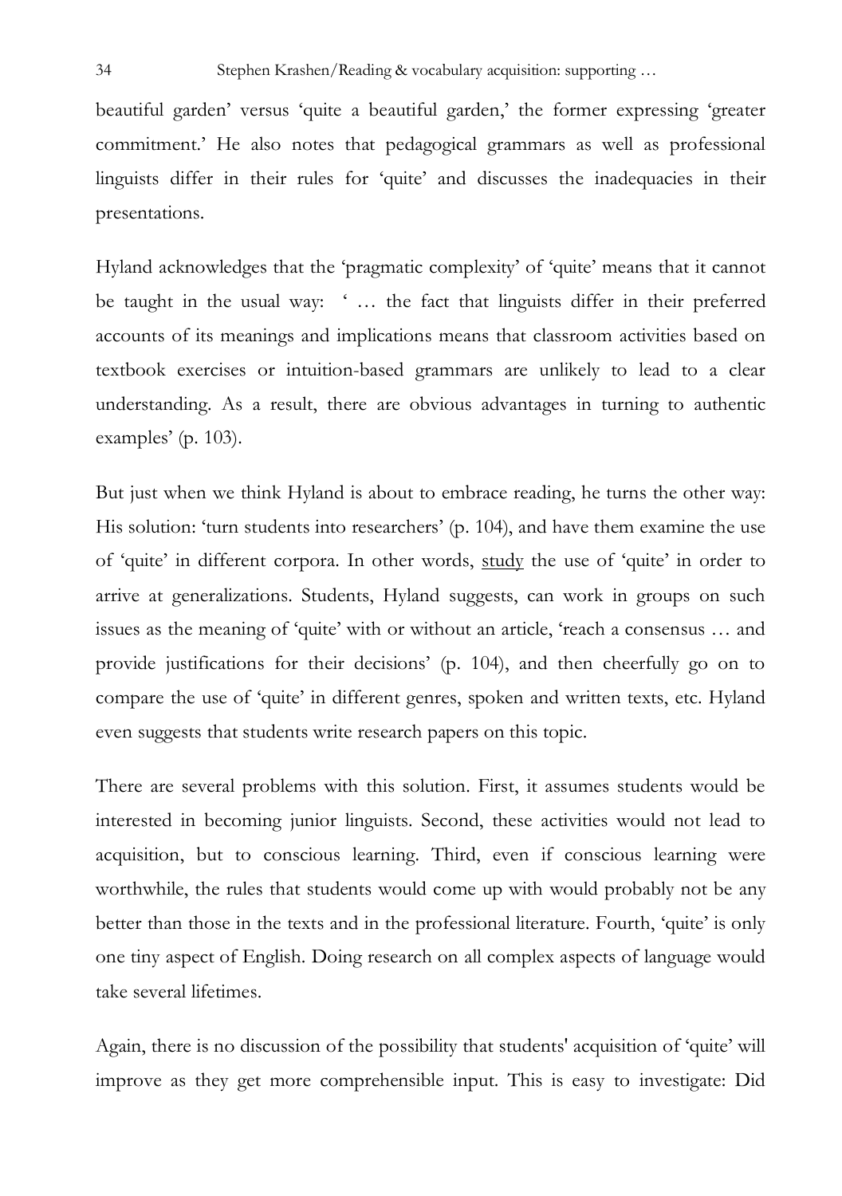beautiful garden' versus 'quite a beautiful garden,' the former expressing 'greater commitment.' He also notes that pedagogical grammars as well as professional linguists differ in their rules for 'quite' and discusses the inadequacies in their presentations.

Hyland acknowledges that the 'pragmatic complexity' of 'quite' means that it cannot be taught in the usual way: ' … the fact that linguists differ in their preferred accounts of its meanings and implications means that classroom activities based on textbook exercises or intuition-based grammars are unlikely to lead to a clear understanding. As a result, there are obvious advantages in turning to authentic examples' (p. 103).

But just when we think Hyland is about to embrace reading, he turns the other way: His solution: 'turn students into researchers' (p. 104), and have them examine the use of 'quite' in different corpora. In other words, <u>study</u> the use of 'quite' in order to arrive at generalizations. Students, Hyland suggests, can work in groups on such issues as the meaning of 'quite' with or without an article, 'reach a consensus … and provide justifications for their decisions' (p. 104), and then cheerfully go on to compare the use of 'quite' in different genres, spoken and written texts, etc. Hyland even suggests that students write research papers on this topic.

There are several problems with this solution. First, it assumes students would be interested in becoming junior linguists. Second, these activities would not lead to acquisition, but to conscious learning. Third, even if conscious learning were worthwhile, the rules that students would come up with would probably not be any better than those in the texts and in the professional literature. Fourth, 'quite' is only one tiny aspect of English. Doing research on all complex aspects of language would take several lifetimes.

Again, there is no discussion of the possibility that students' acquisition of 'quite' will improve as they get more comprehensible input. This is easy to investigate: Did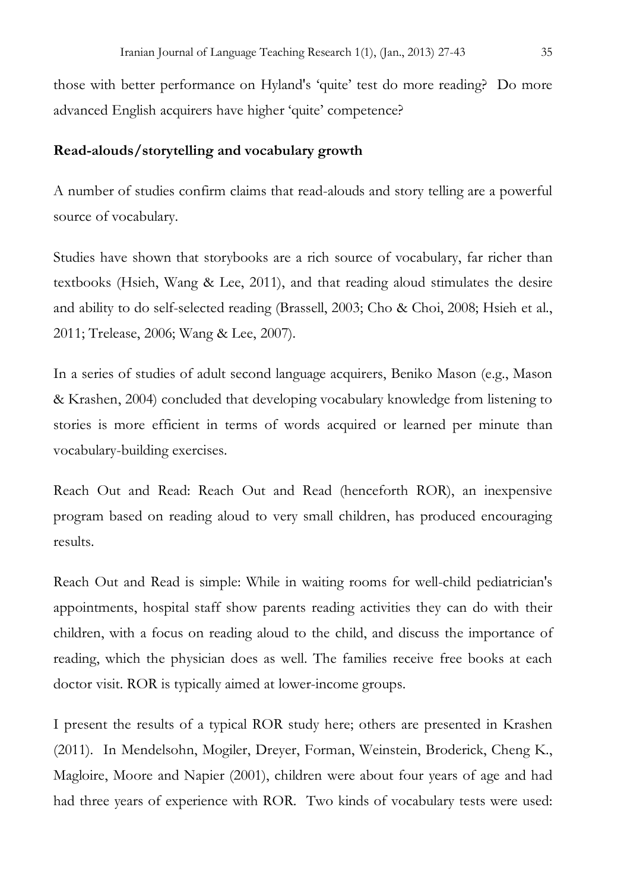those with better performance on Hyland's 'quite' test do more reading? Do more advanced English acquirers have higher 'quite' competence?

**Read-alouds/storytelling and vocabulary growth**

A number of studies confirm claims that read-alouds and story telling are a powerful source of vocabulary.

Studies have shown that storybooks are a rich source of vocabulary, far richer than textbooks (Hsieh, Wang & Lee, 2011), and that reading aloud stimulates the desire and ability to do self-selected reading (Brassell, 2003; Cho & Choi, 2008; Hsieh et al., 2011; Trelease, 2006; Wang & Lee, 2007).

In a series of studies of adult second language acquirers, Beniko Mason (e.g., Mason & Krashen, 2004) concluded that developing vocabulary knowledge from listening to stories is more efficient in terms of words acquired or learned per minute than vocabulary-building exercises.

Reach Out and Read: Reach Out and Read (henceforth ROR), an inexpensive program based on reading aloud to very small children, has produced encouraging results.

Reach Out and Read is simple: While in waiting rooms for well-child pediatrician's appointments, hospital staff show parents reading activities they can do with their children, with a focus on reading aloud to the child, and discuss the importance of reading, which the physician does as well. The families receive free books at each doctor visit. ROR is typically aimed at lower-income groups.

I present the results of a typical ROR study here; others are presented in Krashen (2011). In Mendelsohn, Mogiler, Dreyer, Forman, Weinstein, Broderick, Cheng K., Magloire, Moore and Napier (2001), children were about four years of age and had had three years of experience with ROR. Two kinds of vocabulary tests were used: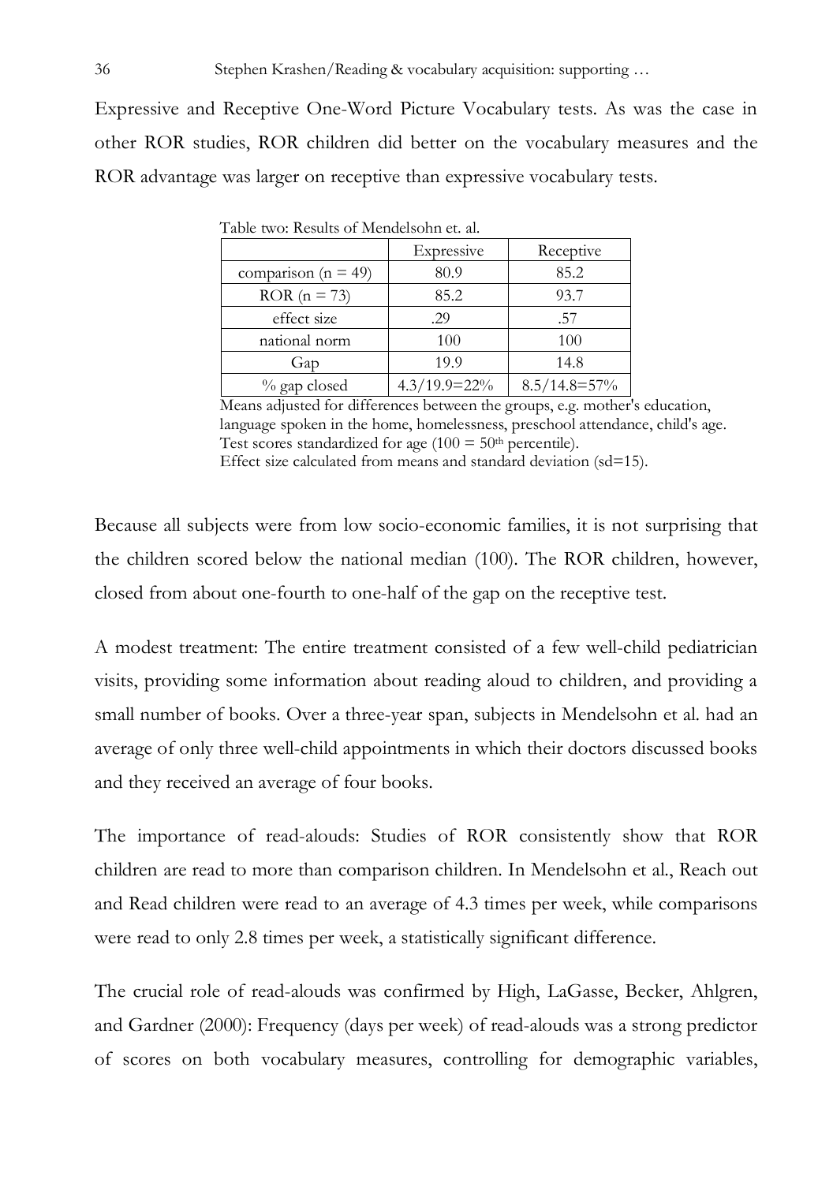Expressive and Receptive One-Word Picture Vocabulary tests. As was the case in other ROR studies, ROR children did better on the vocabulary measures and the ROR advantage was larger on receptive than expressive vocabulary tests.

Table two: Results of Mendelsohn et. al.

| | Expressive | Receptive |
|---|---|---|
| comparison (n = 49) | 80.9 | 85.2 |
| ROR (n = 73) | 85.2 | 93.7 |
| effect size | .29 | .57 |
| national norm | 100 | 100 |
| Gap | 19.9 | 14.8 |
| % gap closed | 4.3/19.9=22% | 8.5/14.8=57% |

Means adjusted for differences between the groups, e.g. mother's education, language spoken in the home, homelessness, preschool attendance, child's age.
Test scores standardized for age (100 = 50th percentile).
Effect size calculated from means and standard deviation (sd=15).

Because all subjects were from low socio-economic families, it is not surprising that the children scored below the national median (100). The ROR children, however, closed from about one-fourth to one-half of the gap on the receptive test.

A modest treatment: The entire treatment consisted of a few well-child pediatrician visits, providing some information about reading aloud to children, and providing a small number of books. Over a three-year span, subjects in Mendelsohn et al. had an average of only three well-child appointments in which their doctors discussed books and they received an average of four books.

The importance of read-alouds: Studies of ROR consistently show that ROR children are read to more than comparison children. In Mendelsohn et al., Reach out and Read children were read to an average of 4.3 times per week, while comparisons were read to only 2.8 times per week, a statistically significant difference.

The crucial role of read-alouds was confirmed by High, LaGasse, Becker, Ahlgren, and Gardner (2000): Frequency (days per week) of read-alouds was a strong predictor of scores on both vocabulary measures, controlling for demographic variables,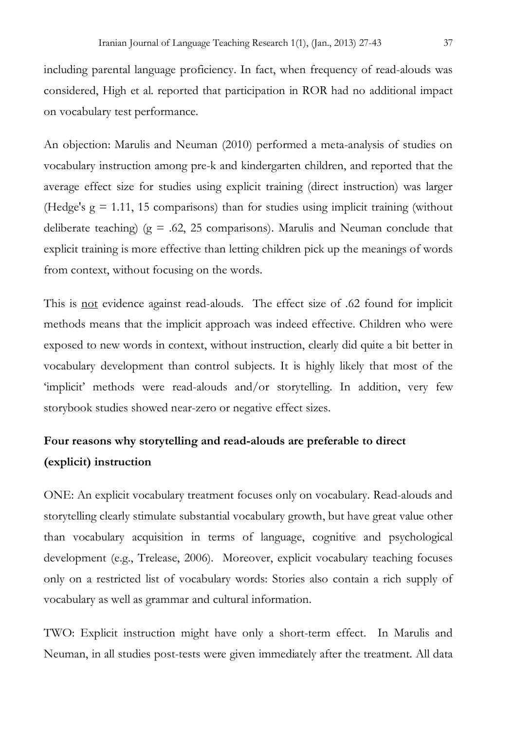including parental language proficiency. In fact, when frequency of read-alouds was considered, High et al. reported that participation in ROR had no additional impact on vocabulary test performance.

An objection: Marulis and Neuman (2010) performed a meta-analysis of studies on vocabulary instruction among pre-k and kindergarten children, and reported that the average effect size for studies using explicit training (direct instruction) was larger (Hedge's $g = 1.11$, 15 comparisons) than for studies using implicit training (without deliberate teaching) ($g = .62$, 25 comparisons). Marulis and Neuman conclude that explicit training is more effective than letting children pick up the meanings of words from context, without focusing on the words.

This is <u>not</u> evidence against read-alouds. The effect size of .62 found for implicit methods means that the implicit approach was indeed effective. Children who were exposed to new words in context, without instruction, clearly did quite a bit better in vocabulary development than control subjects. It is highly likely that most of the 'implicit' methods were read-alouds and/or storytelling. In addition, very few storybook studies showed near-zero or negative effect sizes.

**Four reasons why storytelling and read-alouds are preferable to direct (explicit) instruction**

ONE: An explicit vocabulary treatment focuses only on vocabulary. Read-alouds and storytelling clearly stimulate substantial vocabulary growth, but have great value other than vocabulary acquisition in terms of language, cognitive and psychological development (e.g., Trelease, 2006). Moreover, explicit vocabulary teaching focuses only on a restricted list of vocabulary words: Stories also contain a rich supply of vocabulary as well as grammar and cultural information.

TWO: Explicit instruction might have only a short-term effect. In Marulis and Neuman, in all studies post-tests were given immediately after the treatment. All data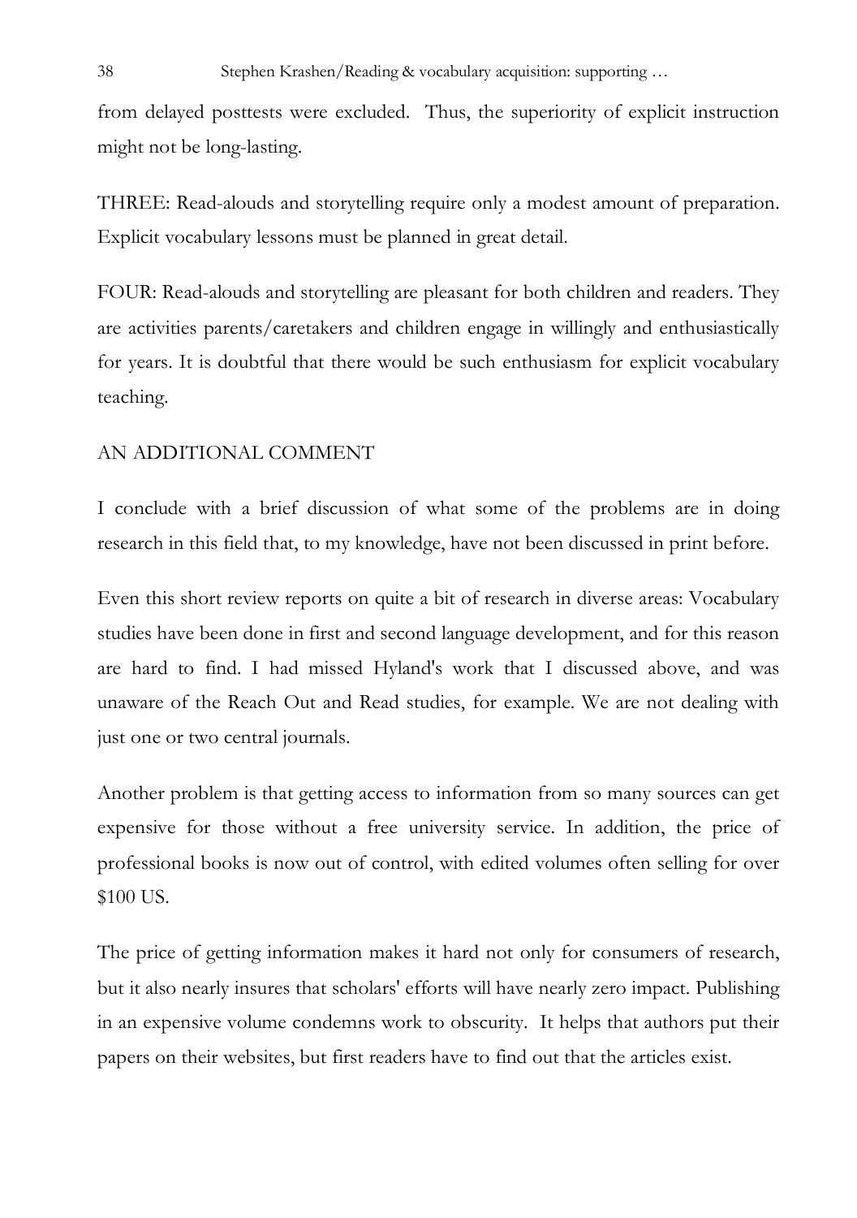from delayed posttests were excluded. Thus, the superiority of explicit instruction might not be long-lasting.

THREE: Read-alouds and storytelling require only a modest amount of preparation. Explicit vocabulary lessons must be planned in great detail.

FOUR: Read-alouds and storytelling are pleasant for both children and readers. They are activities parents/caretakers and children engage in willingly and enthusiastically for years. It is doubtful that there would be such enthusiasm for explicit vocabulary teaching.

## AN ADDITIONAL COMMENT

I conclude with a brief discussion of what some of the problems are in doing research in this field that, to my knowledge, have not been discussed in print before.

Even this short review reports on quite a bit of research in diverse areas: Vocabulary studies have been done in first and second language development, and for this reason are hard to find. I had missed Hyland's work that I discussed above, and was unaware of the Reach Out and Read studies, for example. We are not dealing with just one or two central journals.

Another problem is that getting access to information from so many sources can get expensive for those without a free university service. In addition, the price of professional books is now out of control, with edited volumes often selling for over $100 US.

The price of getting information makes it hard not only for consumers of research, but it also nearly insures that scholars' efforts will have nearly zero impact. Publishing in an expensive volume condemns work to obscurity. It helps that authors put their papers on their websites, but first readers have to find out that the articles exist.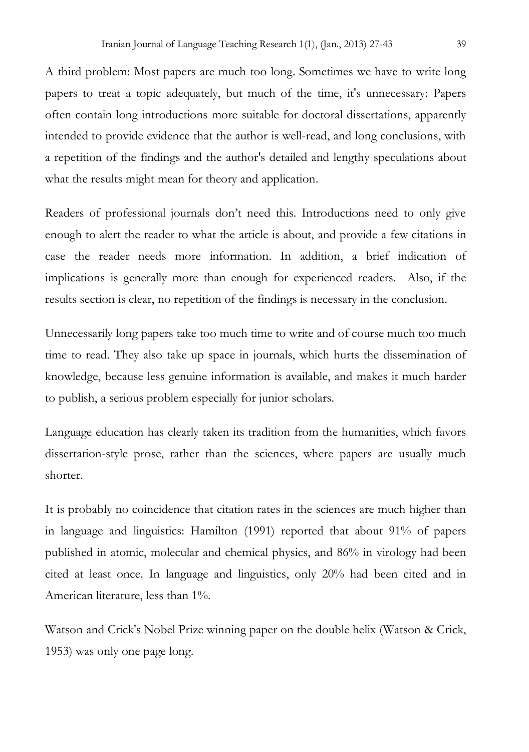A third problem: Most papers are much too long. Sometimes we have to write long papers to treat a topic adequately, but much of the time, it's unnecessary: Papers often contain long introductions more suitable for doctoral dissertations, apparently intended to provide evidence that the author is well-read, and long conclusions, with a repetition of the findings and the author's detailed and lengthy speculations about what the results might mean for theory and application.

Readers of professional journals don't need this. Introductions need to only give enough to alert the reader to what the article is about, and provide a few citations in case the reader needs more information. In addition, a brief indication of implications is generally more than enough for experienced readers. Also, if the results section is clear, no repetition of the findings is necessary in the conclusion.

Unnecessarily long papers take too much time to write and of course much too much time to read. They also take up space in journals, which hurts the dissemination of knowledge, because less genuine information is available, and makes it much harder to publish, a serious problem especially for junior scholars.

Language education has clearly taken its tradition from the humanities, which favors dissertation-style prose, rather than the sciences, where papers are usually much shorter.

It is probably no coincidence that citation rates in the sciences are much higher than in language and linguistics: Hamilton (1991) reported that about 91% of papers published in atomic, molecular and chemical physics, and 86% in virology had been cited at least once. In language and linguistics, only 20% had been cited and in American literature, less than 1%.

Watson and Crick's Nobel Prize winning paper on the double helix (Watson & Crick, 1953) was only one page long.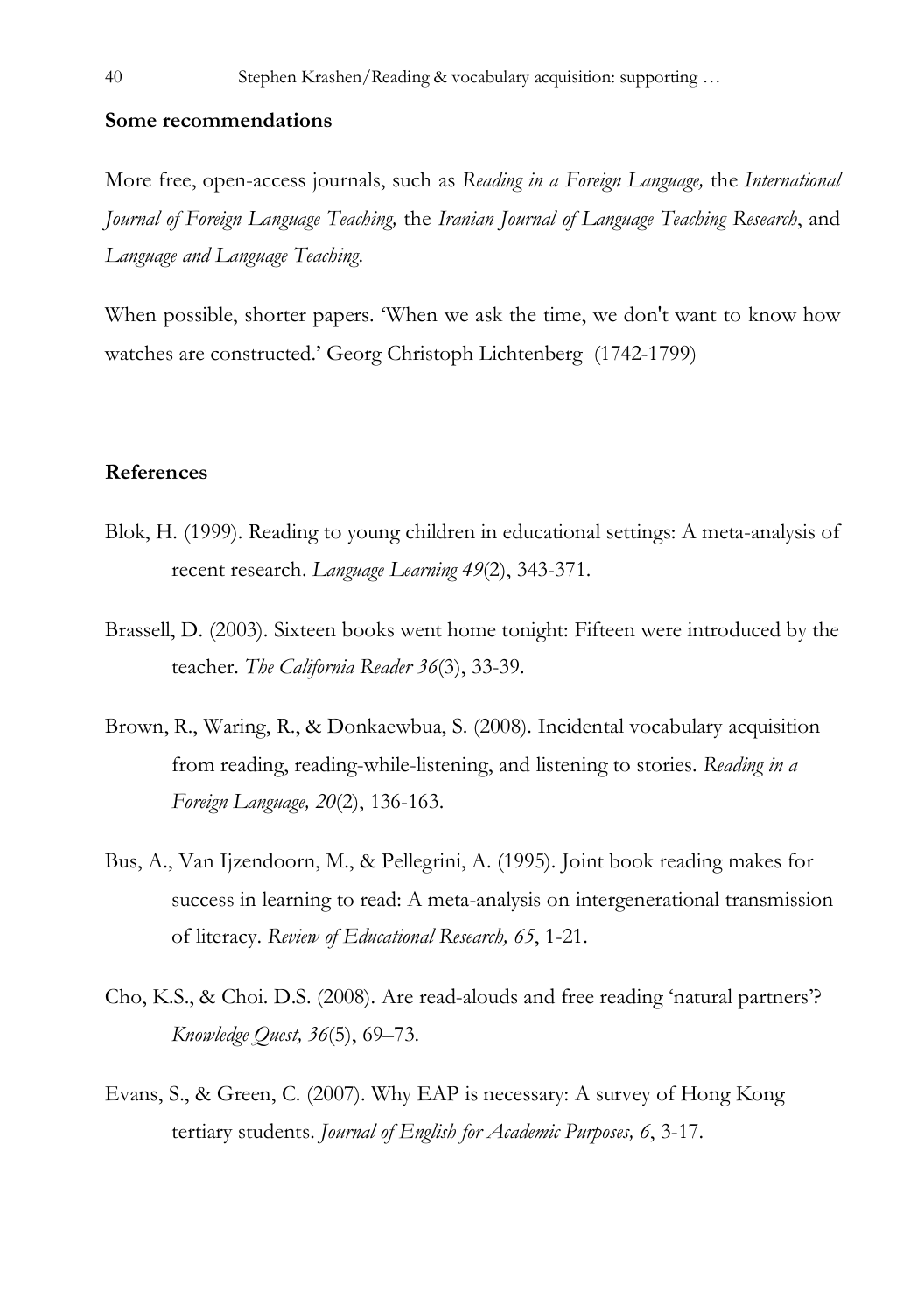## Some recommendations

More free, open-access journals, such as *Reading in a Foreign Language,* the *International Journal of Foreign Language Teaching,* the *Iranian Journal of Language Teaching Research*, and *Language and Language Teaching.*

When possible, shorter papers. 'When we ask the time, we don't want to know how watches are constructed.' Georg Christoph Lichtenberg (1742-1799)

## References

Blok, H. (1999). Reading to young children in educational settings: A meta-analysis of recent research. *Language Learning 49*(2), 343-371.

Brassell, D. (2003). Sixteen books went home tonight: Fifteen were introduced by the teacher. *The California Reader 36*(3), 33-39.

Brown, R., Waring, R., & Donkaewbua, S. (2008). Incidental vocabulary acquisition from reading, reading-while-listening, and listening to stories. *Reading in a Foreign Language, 20*(2), 136-163.

Bus, A., Van Ijzendoorn, M., & Pellegrini, A. (1995). Joint book reading makes for success in learning to read: A meta-analysis on intergenerational transmission of literacy. *Review of Educational Research, 65*, 1-21.

Cho, K.S., & Choi. D.S. (2008). Are read-alouds and free reading 'natural partners'? *Knowledge Quest, 36*(5), 69–73.

Evans, S., & Green, C. (2007). Why EAP is necessary: A survey of Hong Kong tertiary students. *Journal of English for Academic Purposes, 6*, 3-17.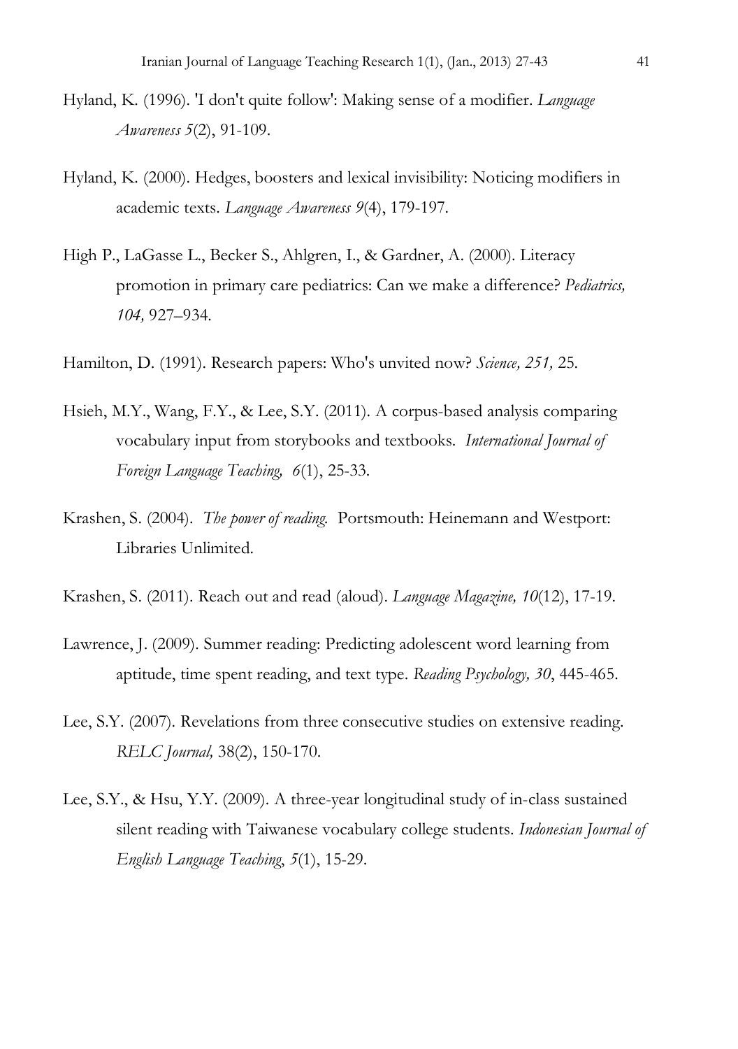Hyland, K. (1996). 'I don't quite follow': Making sense of a modifier. *Language Awareness 5*(2), 91-109.

Hyland, K. (2000). Hedges, boosters and lexical invisibility: Noticing modifiers in academic texts. *Language Awareness 9*(4), 179-197.

High P., LaGasse L., Becker S., Ahlgren, I., & Gardner, A. (2000). Literacy promotion in primary care pediatrics: Can we make a difference? *Pediatrics, 104,* 927–934.

Hamilton, D. (1991). Research papers: Who's unvited now? *Science, 251,* 25.

Hsieh, M.Y., Wang, F.Y., & Lee, S.Y. (2011). A corpus-based analysis comparing vocabulary input from storybooks and textbooks. *International Journal of Foreign Language Teaching, 6*(1), 25-33.

Krashen, S. (2004). *The power of reading.* Portsmouth: Heinemann and Westport: Libraries Unlimited.

Krashen, S. (2011). Reach out and read (aloud). *Language Magazine, 10*(12), 17-19.

Lawrence, J. (2009). Summer reading: Predicting adolescent word learning from aptitude, time spent reading, and text type. *Reading Psychology, 30*, 445-465.

Lee, S.Y. (2007). Revelations from three consecutive studies on extensive reading. *RELC Journal,* 38(2), 150-170.

Lee, S.Y., & Hsu, Y.Y. (2009). A three-year longitudinal study of in-class sustained silent reading with Taiwanese vocabulary college students. *Indonesian Journal of English Language Teaching*, *5*(1), 15-29.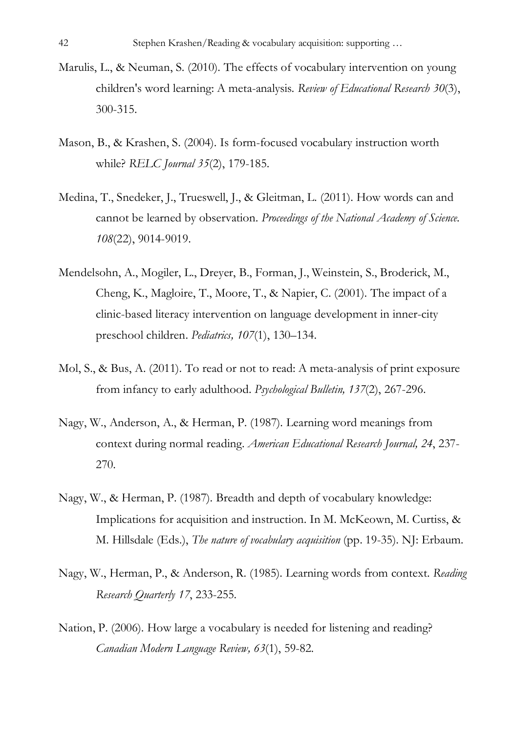Marulis, L., & Neuman, S. (2010). The effects of vocabulary intervention on young children's word learning: A meta-analysis. *Review of Educational Research 30*(3), 300-315.

Mason, B., & Krashen, S. (2004). Is form-focused vocabulary instruction worth while? *RELC Journal 35*(2), 179-185.

Medina, T., Snedeker, J., Trueswell, J., & Gleitman, L. (2011). How words can and cannot be learned by observation. *Proceedings of the National Academy of Science. 108*(22), 9014-9019.

Mendelsohn, A., Mogiler, L., Dreyer, B., Forman, J., Weinstein, S., Broderick, M., Cheng, K., Magloire, T., Moore, T., & Napier, C. (2001). The impact of a clinic-based literacy intervention on language development in inner-city preschool children. *Pediatrics, 107*(1), 130–134.

Mol, S., & Bus, A. (2011). To read or not to read: A meta-analysis of print exposure from infancy to early adulthood. *Psychological Bulletin, 137*(2), 267-296.

Nagy, W., Anderson, A., & Herman, P. (1987). Learning word meanings from context during normal reading. *American Educational Research Journal, 24*, 237-270.

Nagy, W., & Herman, P. (1987). Breadth and depth of vocabulary knowledge: Implications for acquisition and instruction. In M. McKeown, M. Curtiss, & M. Hillsdale (Eds.), *The nature of vocabulary acquisition* (pp. 19-35). NJ: Erbaum.

Nagy, W., Herman, P., & Anderson, R. (1985). Learning words from context. *Reading Research Quarterly 17*, 233-255.

Nation, P. (2006). How large a vocabulary is needed for listening and reading? *Canadian Modern Language Review, 63*(1), 59-82.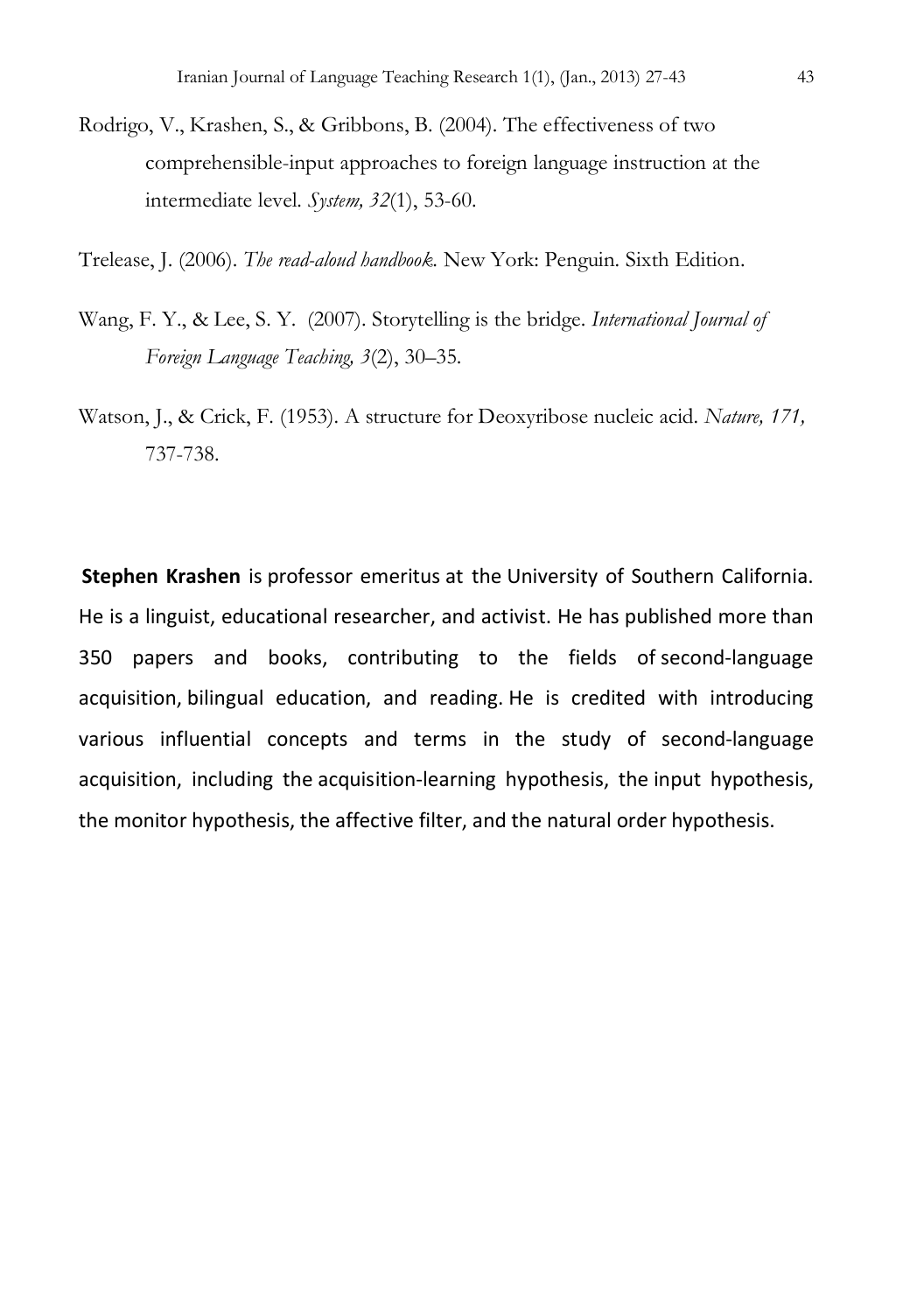Rodrigo, V., Krashen, S., & Gribbons, B. (2004). The effectiveness of two comprehensible-input approaches to foreign language instruction at the intermediate level. *System, 32*(1), 53-60.

Trelease, J. (2006). *The read-aloud handbook.* New York: Penguin. Sixth Edition.

Wang, F. Y., & Lee, S. Y. (2007). Storytelling is the bridge. *International Journal of Foreign Language Teaching, 3*(2), 30–35.

Watson, J., & Crick, F. (1953). A structure for Deoxyribose nucleic acid. *Nature, 171,* 737-738.

**Stephen Krashen** is professor emeritus at the University of Southern California. He is a linguist, educational researcher, and activist. He has published more than 350 papers and books, contributing to the fields of second-language acquisition, bilingual education, and reading. He is credited with introducing various influential concepts and terms in the study of second-language acquisition, including the acquisition-learning hypothesis, the input hypothesis, the monitor hypothesis, the affective filter, and the natural order hypothesis.